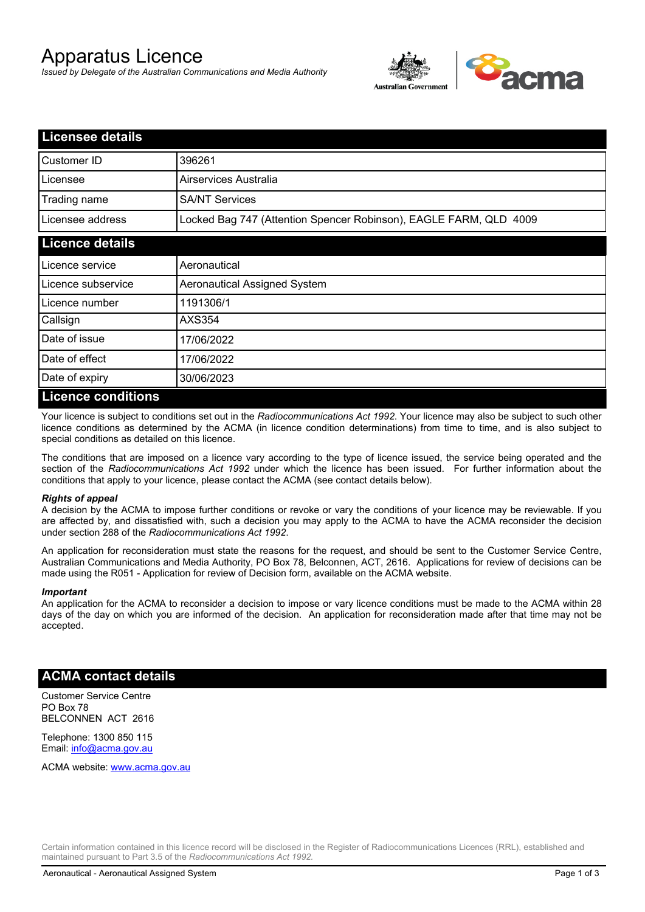# Apparatus Licence

*Issued by Delegate of the Australian Communications and Media Authority*

## Licensee details

| | |
|---|---|
| Customer ID | 396261 |
| Licensee | Airservices Australia |
| Trading name | SA/NT Services |
| Licensee address | Locked Bag 747 (Attention Spencer Robinson), EAGLE FARM, QLD 4009 |

## Licence details

| | |
|---|---|
| Licence service | Aeronautical |
| Licence subservice | Aeronautical Assigned System |
| Licence number | 1191306/1 |
| Callsign | AXS354 |
| Date of issue | 17/06/2022 |
| Date of effect | 17/06/2022 |
| Date of expiry | 30/06/2023 |

## Licence conditions

Your licence is subject to conditions set out in the *Radiocommunications Act 1992*. Your licence may also be subject to such other licence conditions as determined by the ACMA (in licence condition determinations) from time to time, and is also subject to special conditions as detailed on this licence.

The conditions that are imposed on a licence vary according to the type of licence issued, the service being operated and the section of the *Radiocommunications Act 1992* under which the licence has been issued. For further information about the conditions that apply to your licence, please contact the ACMA (see contact details below).

***Rights of appeal***

A decision by the ACMA to impose further conditions or revoke or vary the conditions of your licence may be reviewable. If you are affected by, and dissatisfied with, such a decision you may apply to the ACMA to have the ACMA reconsider the decision under section 288 of the *Radiocommunications Act 1992*.

An application for reconsideration must state the reasons for the request, and should be sent to the Customer Service Centre, Australian Communications and Media Authority, PO Box 78, Belconnen, ACT, 2616. Applications for review of decisions can be made using the R051 - Application for review of Decision form, available on the ACMA website.

***Important***

An application for the ACMA to reconsider a decision to impose or vary licence conditions must be made to the ACMA within 28 days of the day on which you are informed of the decision. An application for reconsideration made after that time may not be accepted.

## ACMA contact details

Customer Service Centre
PO Box 78
BELCONNEN ACT 2616

Telephone: 1300 850 115
Email: info@acma.gov.au

ACMA website: www.acma.gov.au

Certain information contained in this licence record will be disclosed in the Register of Radiocommunications Licences (RRL), established and maintained pursuant to Part 3.5 of the *Radiocommunications Act 1992.*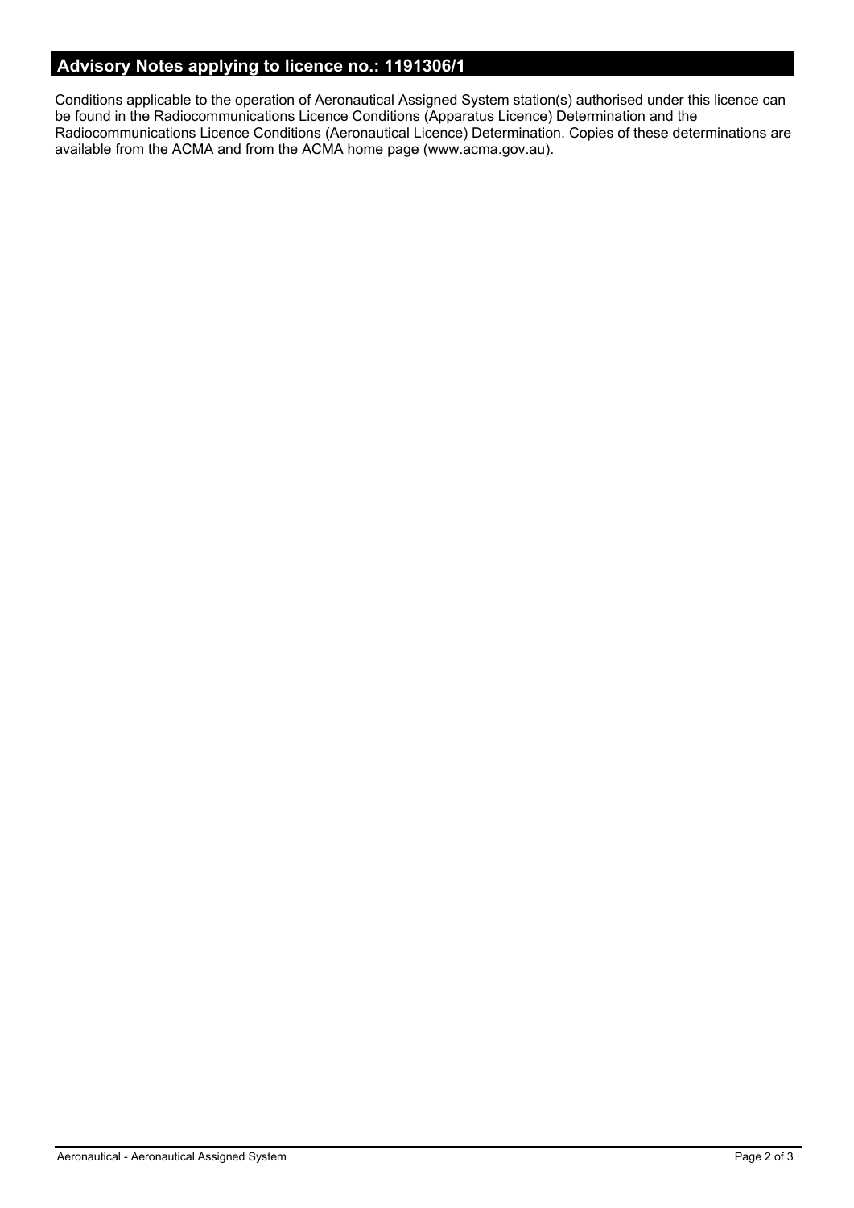## Advisory Notes applying to licence no.: 1191306/1

Conditions applicable to the operation of Aeronautical Assigned System station(s) authorised under this licence can be found in the Radiocommunications Licence Conditions (Apparatus Licence) Determination and the Radiocommunications Licence Conditions (Aeronautical Licence) Determination. Copies of these determinations are available from the ACMA and from the ACMA home page (www.acma.gov.au).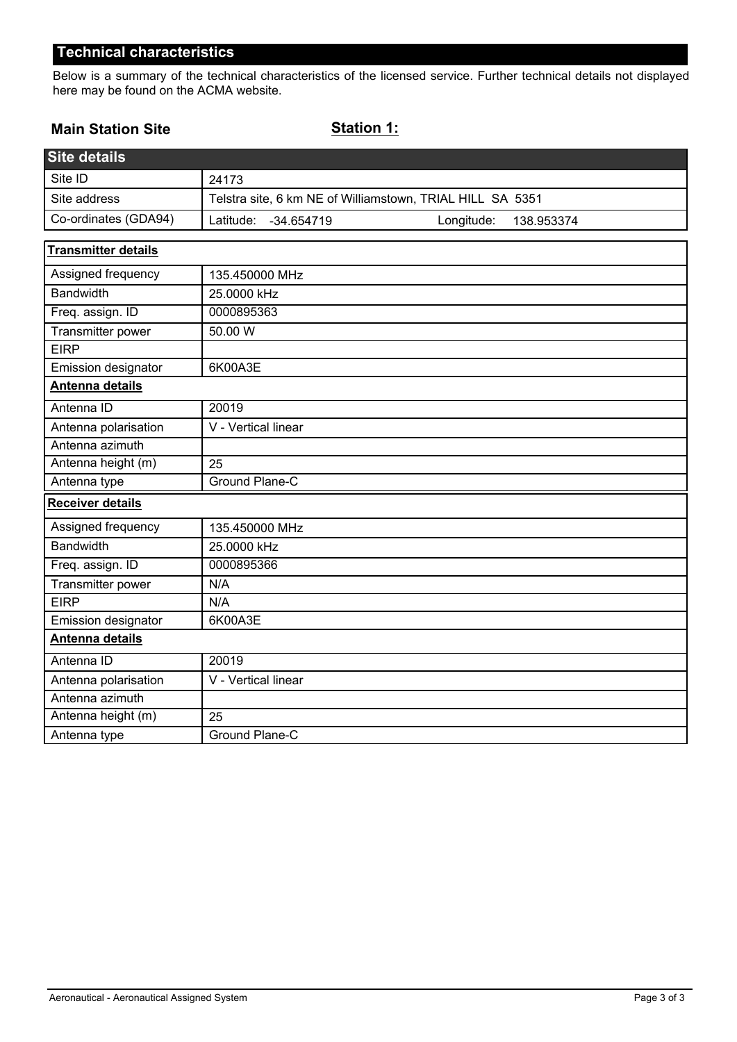## Technical characteristics

Below is a summary of the technical characteristics of the licensed service. Further technical details not displayed here may be found on the ACMA website.

**Main Station Site** **Station 1:**

| Site details | |
|---|---|
| Site ID | 24173 |
| Site address | Telstra site, 6 km NE of Williamstown, TRIAL HILL SA 5351 |
| Co-ordinates (GDA94) | Latitude: -34.654719 Longitude: 138.953374 |

| Transmitter details | |
|---|---|
| Assigned frequency | 135.450000 MHz |
| Bandwidth | 25.0000 kHz |
| Freq. assign. ID | 0000895363 |
| Transmitter power | 50.00 W |
| EIRP | |
| Emission designator | 6K00A3E |
| **Antenna details** | |
| Antenna ID | 20019 |
| Antenna polarisation | V - Vertical linear |
| Antenna azimuth | |
| Antenna height (m) | 25 |
| Antenna type | Ground Plane-C |

| Receiver details | |
|---|---|
| Assigned frequency | 135.450000 MHz |
| Bandwidth | 25.0000 kHz |
| Freq. assign. ID | 0000895366 |
| Transmitter power | N/A |
| EIRP | N/A |
| Emission designator | 6K00A3E |
| **Antenna details** | |
| Antenna ID | 20019 |
| Antenna polarisation | V - Vertical linear |
| Antenna azimuth | |
| Antenna height (m) | 25 |
| Antenna type | Ground Plane-C |